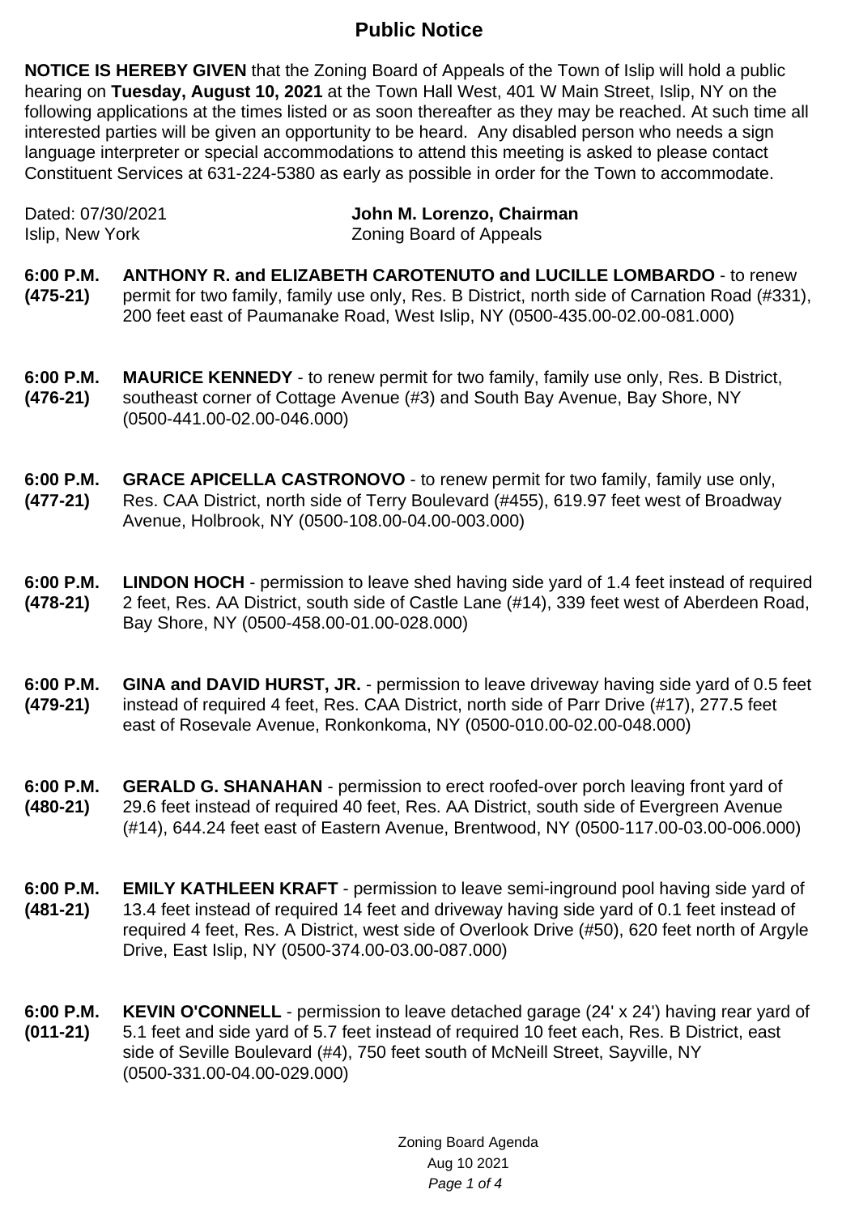# Public Notice

**NOTICE IS HEREBY GIVEN** that the Zoning Board of Appeals of the Town of Islip will hold a public hearing on **Tuesday, August 10, 2021** at the Town Hall West, 401 W Main Street, Islip, NY on the following applications at the times listed or as soon thereafter as they may be reached. At such time all interested parties will be given an opportunity to be heard. Any disabled person who needs a sign language interpreter or special accommodations to attend this meeting is asked to please contact Constituent Services at 631-224-5380 as early as possible in order for the Town to accommodate.

Dated: 07/30/2021
Islip, New York

**John M. Lorenzo, Chairman**
Zoning Board of Appeals

**6:00 P.M. (475-21)** **ANTHONY R. and ELIZABETH CAROTENUTO and LUCILLE LOMBARDO** - to renew permit for two family, family use only, Res. B District, north side of Carnation Road (#331), 200 feet east of Paumanake Road, West Islip, NY (0500-435.00-02.00-081.000)

**6:00 P.M. (476-21)** **MAURICE KENNEDY** - to renew permit for two family, family use only, Res. B District, southeast corner of Cottage Avenue (#3) and South Bay Avenue, Bay Shore, NY (0500-441.00-02.00-046.000)

**6:00 P.M. (477-21)** **GRACE APICELLA CASTRONOVO** - to renew permit for two family, family use only, Res. CAA District, north side of Terry Boulevard (#455), 619.97 feet west of Broadway Avenue, Holbrook, NY (0500-108.00-04.00-003.000)

**6:00 P.M. (478-21)** **LINDON HOCH** - permission to leave shed having side yard of 1.4 feet instead of required 2 feet, Res. AA District, south side of Castle Lane (#14), 339 feet west of Aberdeen Road, Bay Shore, NY (0500-458.00-01.00-028.000)

**6:00 P.M. (479-21)** **GINA and DAVID HURST, JR.** - permission to leave driveway having side yard of 0.5 feet instead of required 4 feet, Res. CAA District, north side of Parr Drive (#17), 277.5 feet east of Rosevale Avenue, Ronkonkoma, NY (0500-010.00-02.00-048.000)

**6:00 P.M. (480-21)** **GERALD G. SHANAHAN** - permission to erect roofed-over porch leaving front yard of 29.6 feet instead of required 40 feet, Res. AA District, south side of Evergreen Avenue (#14), 644.24 feet east of Eastern Avenue, Brentwood, NY (0500-117.00-03.00-006.000)

**6:00 P.M. (481-21)** **EMILY KATHLEEN KRAFT** - permission to leave semi-inground pool having side yard of 13.4 feet instead of required 14 feet and driveway having side yard of 0.1 feet instead of required 4 feet, Res. A District, west side of Overlook Drive (#50), 620 feet north of Argyle Drive, East Islip, NY (0500-374.00-03.00-087.000)

**6:00 P.M. (011-21)** **KEVIN O'CONNELL** - permission to leave detached garage (24' x 24') having rear yard of 5.1 feet and side yard of 5.7 feet instead of required 10 feet each, Res. B District, east side of Seville Boulevard (#4), 750 feet south of McNeill Street, Sayville, NY (0500-331.00-04.00-029.000)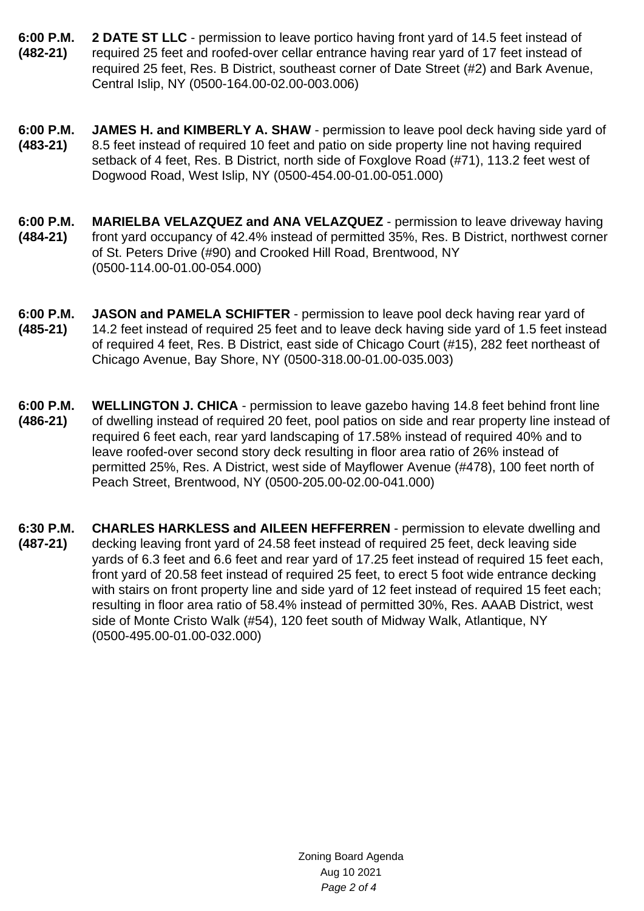**6:00 P.M. (482-21)** **2 DATE ST LLC** - permission to leave portico having front yard of 14.5 feet instead of required 25 feet and roofed-over cellar entrance having rear yard of 17 feet instead of required 25 feet, Res. B District, southeast corner of Date Street (#2) and Bark Avenue, Central Islip, NY (0500-164.00-02.00-003.006)

**6:00 P.M. (483-21)** **JAMES H. and KIMBERLY A. SHAW** - permission to leave pool deck having side yard of 8.5 feet instead of required 10 feet and patio on side property line not having required setback of 4 feet, Res. B District, north side of Foxglove Road (#71), 113.2 feet west of Dogwood Road, West Islip, NY (0500-454.00-01.00-051.000)

**6:00 P.M. (484-21)** **MARIELBA VELAZQUEZ and ANA VELAZQUEZ** - permission to leave driveway having front yard occupancy of 42.4% instead of permitted 35%, Res. B District, northwest corner of St. Peters Drive (#90) and Crooked Hill Road, Brentwood, NY (0500-114.00-01.00-054.000)

**6:00 P.M. (485-21)** **JASON and PAMELA SCHIFTER** - permission to leave pool deck having rear yard of 14.2 feet instead of required 25 feet and to leave deck having side yard of 1.5 feet instead of required 4 feet, Res. B District, east side of Chicago Court (#15), 282 feet northeast of Chicago Avenue, Bay Shore, NY (0500-318.00-01.00-035.003)

**6:00 P.M. (486-21)** **WELLINGTON J. CHICA** - permission to leave gazebo having 14.8 feet behind front line of dwelling instead of required 20 feet, pool patios on side and rear property line instead of required 6 feet each, rear yard landscaping of 17.58% instead of required 40% and to leave roofed-over second story deck resulting in floor area ratio of 26% instead of permitted 25%, Res. A District, west side of Mayflower Avenue (#478), 100 feet north of Peach Street, Brentwood, NY (0500-205.00-02.00-041.000)

**6:30 P.M. (487-21)** **CHARLES HARKLESS and AILEEN HEFFERREN** - permission to elevate dwelling and decking leaving front yard of 24.58 feet instead of required 25 feet, deck leaving side yards of 6.3 feet and 6.6 feet and rear yard of 17.25 feet instead of required 15 feet each, front yard of 20.58 feet instead of required 25 feet, to erect 5 foot wide entrance decking with stairs on front property line and side yard of 12 feet instead of required 15 feet each; resulting in floor area ratio of 58.4% instead of permitted 30%, Res. AAAB District, west side of Monte Cristo Walk (#54), 120 feet south of Midway Walk, Atlantique, NY (0500-495.00-01.00-032.000)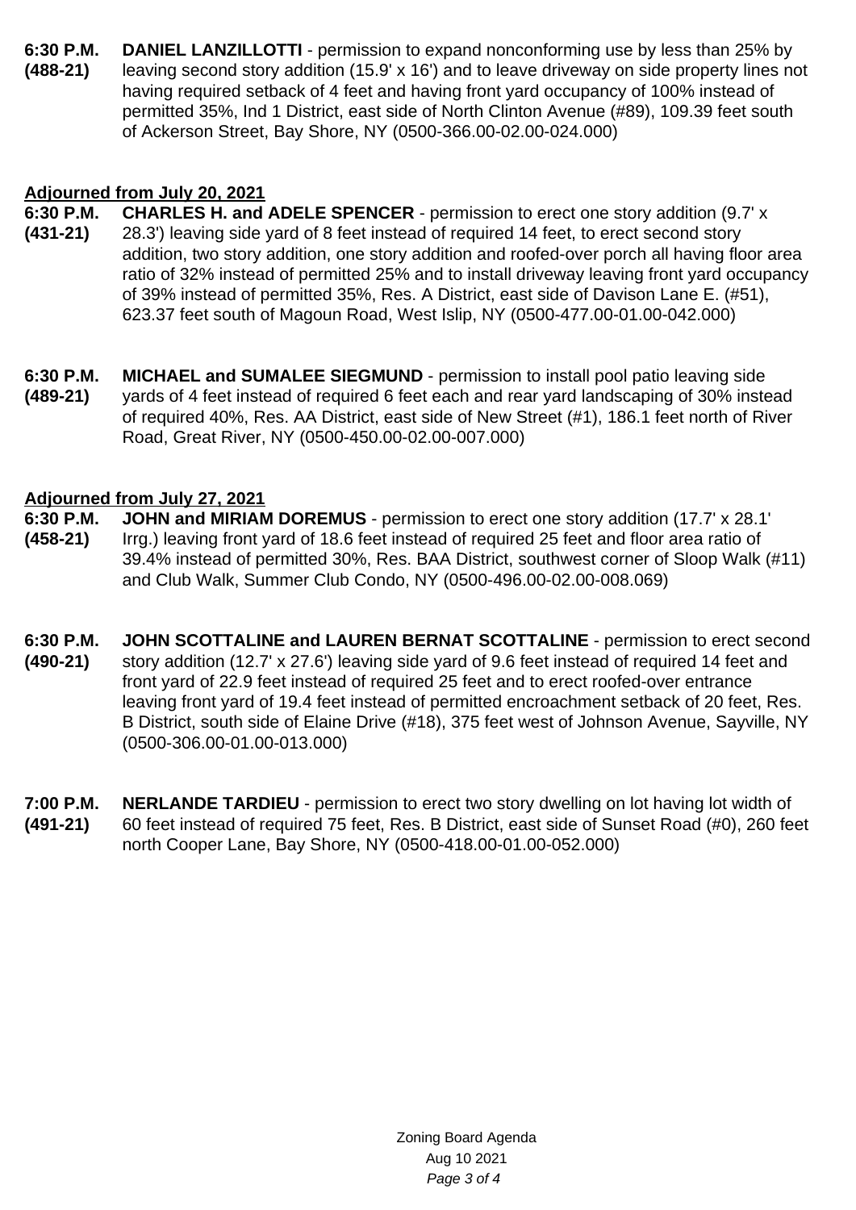**6:30 P.M.** **DANIEL LANZILLOTTI** - permission to expand nonconforming use by less than 25% by
**(488-21)** leaving second story addition (15.9' x 16') and to leave driveway on side property lines not having required setback of 4 feet and having front yard occupancy of 100% instead of permitted 35%, Ind 1 District, east side of North Clinton Avenue (#89), 109.39 feet south of Ackerson Street, Bay Shore, NY (0500-366.00-02.00-024.000)

**Adjourned from July 20, 2021**

**6:30 P.M.** **CHARLES H. and ADELE SPENCER** - permission to erect one story addition (9.7' x
**(431-21)** 28.3') leaving side yard of 8 feet instead of required 14 feet, to erect second story addition, two story addition, one story addition and roofed-over porch all having floor area ratio of 32% instead of permitted 25% and to install driveway leaving front yard occupancy of 39% instead of permitted 35%, Res. A District, east side of Davison Lane E. (#51), 623.37 feet south of Magoun Road, West Islip, NY (0500-477.00-01.00-042.000)

**6:30 P.M.** **MICHAEL and SUMALEE SIEGMUND** - permission to install pool patio leaving side
**(489-21)** yards of 4 feet instead of required 6 feet each and rear yard landscaping of 30% instead of required 40%, Res. AA District, east side of New Street (#1), 186.1 feet north of River Road, Great River, NY (0500-450.00-02.00-007.000)

**Adjourned from July 27, 2021**

**6:30 P.M.** **JOHN and MIRIAM DOREMUS** - permission to erect one story addition (17.7' x 28.1'
**(458-21)** Irrg.) leaving front yard of 18.6 feet instead of required 25 feet and floor area ratio of 39.4% instead of permitted 30%, Res. BAA District, southwest corner of Sloop Walk (#11) and Club Walk, Summer Club Condo, NY (0500-496.00-02.00-008.069)

**6:30 P.M.** **JOHN SCOTTALINE and LAUREN BERNAT SCOTTALINE** - permission to erect second
**(490-21)** story addition (12.7' x 27.6') leaving side yard of 9.6 feet instead of required 14 feet and front yard of 22.9 feet instead of required 25 feet and to erect roofed-over entrance leaving front yard of 19.4 feet instead of permitted encroachment setback of 20 feet, Res. B District, south side of Elaine Drive (#18), 375 feet west of Johnson Avenue, Sayville, NY (0500-306.00-01.00-013.000)

**7:00 P.M.** **NERLANDE TARDIEU** - permission to erect two story dwelling on lot having lot width of
**(491-21)** 60 feet instead of required 75 feet, Res. B District, east side of Sunset Road (#0), 260 feet north Cooper Lane, Bay Shore, NY (0500-418.00-01.00-052.000)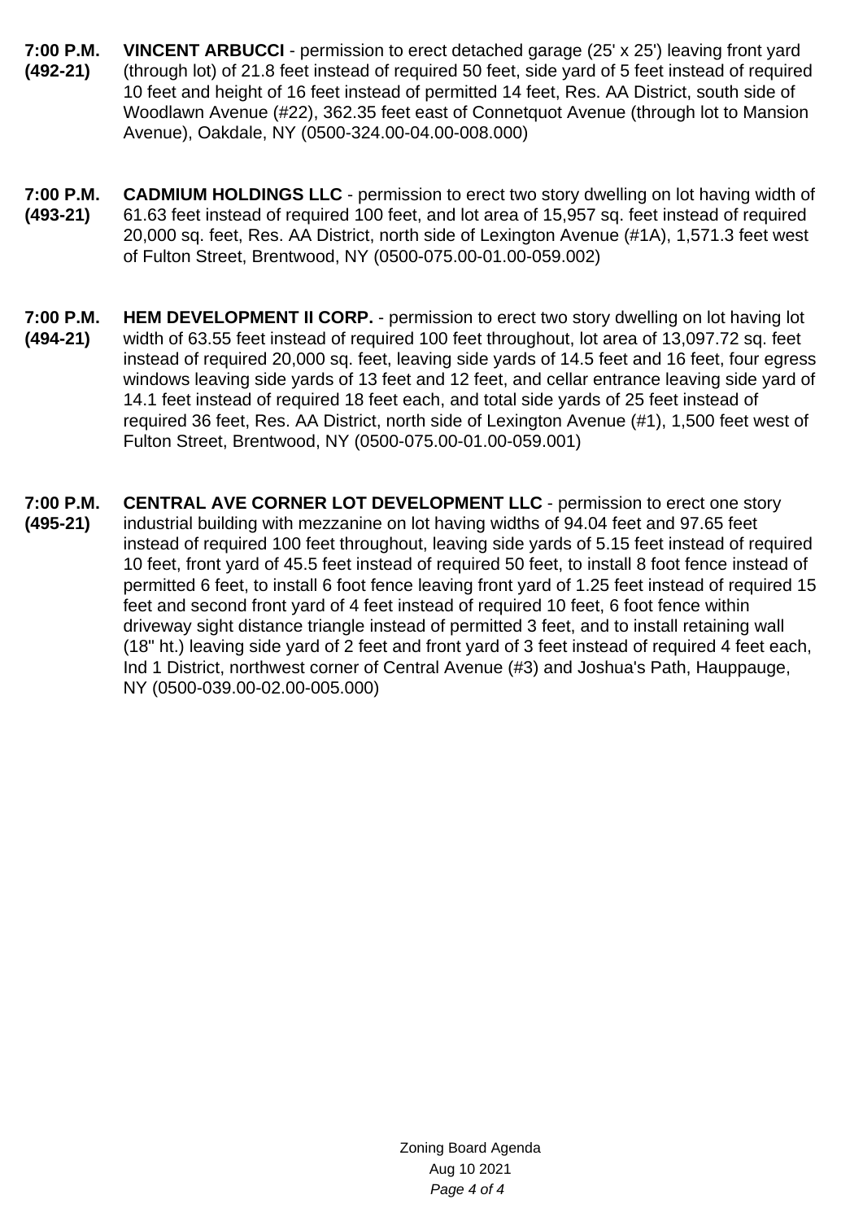**7:00 P.M.**
**(492-21)**

**VINCENT ARBUCCI** - permission to erect detached garage (25' x 25') leaving front yard (through lot) of 21.8 feet instead of required 50 feet, side yard of 5 feet instead of required 10 feet and height of 16 feet instead of permitted 14 feet, Res. AA District, south side of Woodlawn Avenue (#22), 362.35 feet east of Connetquot Avenue (through lot to Mansion Avenue), Oakdale, NY (0500-324.00-04.00-008.000)

**7:00 P.M.**
**(493-21)**

**CADMIUM HOLDINGS LLC** - permission to erect two story dwelling on lot having width of 61.63 feet instead of required 100 feet, and lot area of 15,957 sq. feet instead of required 20,000 sq. feet, Res. AA District, north side of Lexington Avenue (#1A), 1,571.3 feet west of Fulton Street, Brentwood, NY (0500-075.00-01.00-059.002)

**7:00 P.M.**
**(494-21)**

**HEM DEVELOPMENT II CORP.** - permission to erect two story dwelling on lot having lot width of 63.55 feet instead of required 100 feet throughout, lot area of 13,097.72 sq. feet instead of required 20,000 sq. feet, leaving side yards of 14.5 feet and 16 feet, four egress windows leaving side yards of 13 feet and 12 feet, and cellar entrance leaving side yard of 14.1 feet instead of required 18 feet each, and total side yards of 25 feet instead of required 36 feet, Res. AA District, north side of Lexington Avenue (#1), 1,500 feet west of Fulton Street, Brentwood, NY (0500-075.00-01.00-059.001)

**7:00 P.M.**
**(495-21)**

**CENTRAL AVE CORNER LOT DEVELOPMENT LLC** - permission to erect one story industrial building with mezzanine on lot having widths of 94.04 feet and 97.65 feet instead of required 100 feet throughout, leaving side yards of 5.15 feet instead of required 10 feet, front yard of 45.5 feet instead of required 50 feet, to install 8 foot fence instead of permitted 6 feet, to install 6 foot fence leaving front yard of 1.25 feet instead of required 15 feet and second front yard of 4 feet instead of required 10 feet, 6 foot fence within driveway sight distance triangle instead of permitted 3 feet, and to install retaining wall (18" ht.) leaving side yard of 2 feet and front yard of 3 feet instead of required 4 feet each, Ind 1 District, northwest corner of Central Avenue (#3) and Joshua's Path, Hauppauge, NY (0500-039.00-02.00-005.000)